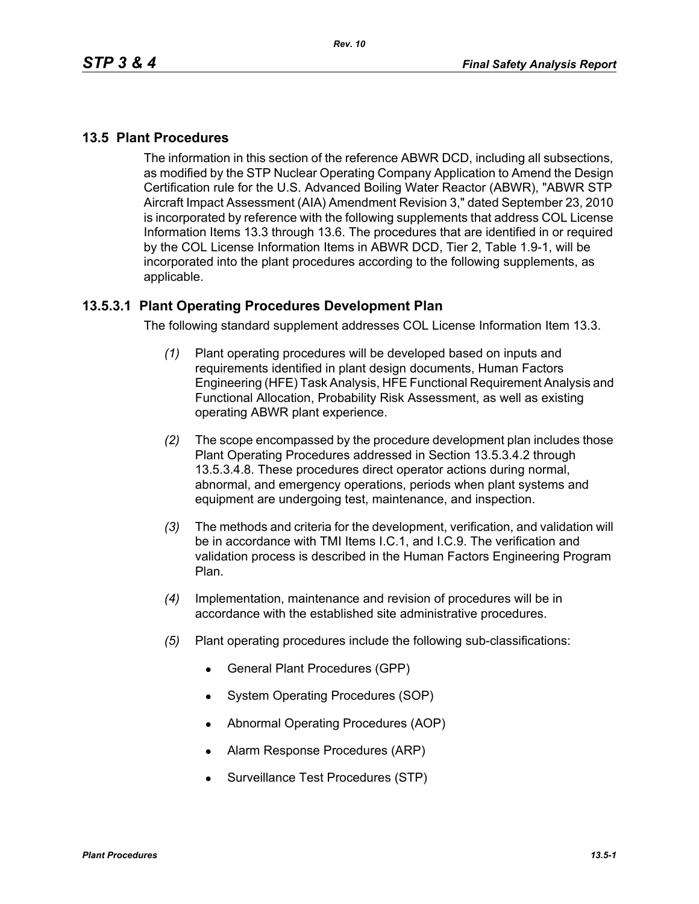## 13.5 Plant Procedures

The information in this section of the reference ABWR DCD, including all subsections, as modified by the STP Nuclear Operating Company Application to Amend the Design Certification rule for the U.S. Advanced Boiling Water Reactor (ABWR), "ABWR STP Aircraft Impact Assessment (AIA) Amendment Revision 3," dated September 23, 2010 is incorporated by reference with the following supplements that address COL License Information Items 13.3 through 13.6. The procedures that are identified in or required by the COL License Information Items in ABWR DCD, Tier 2, Table 1.9-1, will be incorporated into the plant procedures according to the following supplements, as applicable.

### 13.5.3.1 Plant Operating Procedures Development Plan

The following standard supplement addresses COL License Information Item 13.3.

*(1)* Plant operating procedures will be developed based on inputs and requirements identified in plant design documents, Human Factors Engineering (HFE) Task Analysis, HFE Functional Requirement Analysis and Functional Allocation, Probability Risk Assessment, as well as existing operating ABWR plant experience.

*(2)* The scope encompassed by the procedure development plan includes those Plant Operating Procedures addressed in Section 13.5.3.4.2 through 13.5.3.4.8. These procedures direct operator actions during normal, abnormal, and emergency operations, periods when plant systems and equipment are undergoing test, maintenance, and inspection.

*(3)* The methods and criteria for the development, verification, and validation will be in accordance with TMI Items I.C.1, and I.C.9. The verification and validation process is described in the Human Factors Engineering Program Plan.

*(4)* Implementation, maintenance and revision of procedures will be in accordance with the established site administrative procedures.

*(5)* Plant operating procedures include the following sub-classifications:

- General Plant Procedures (GPP)
- System Operating Procedures (SOP)
- Abnormal Operating Procedures (AOP)
- Alarm Response Procedures (ARP)
- Surveillance Test Procedures (STP)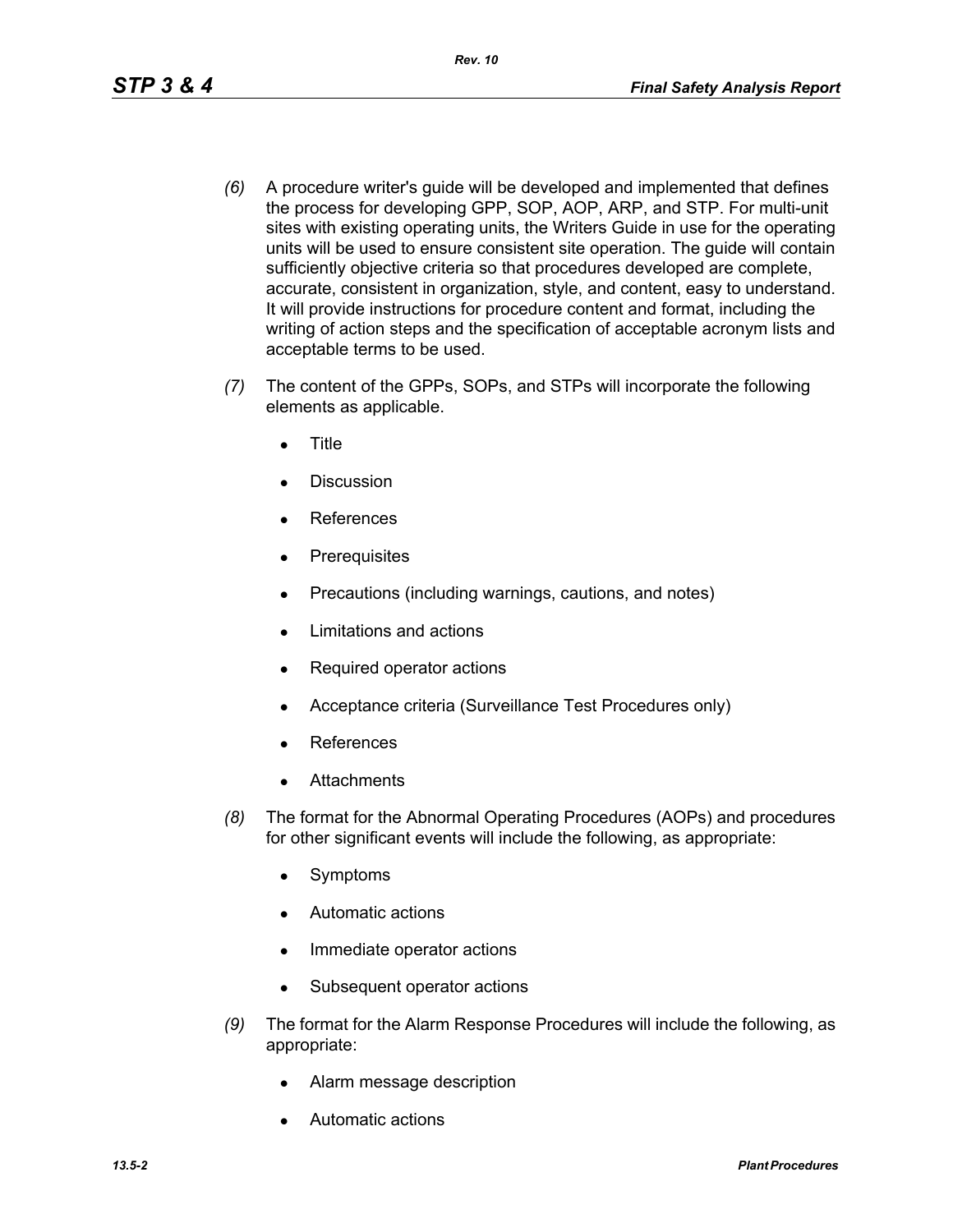*(6)* A procedure writer's guide will be developed and implemented that defines the process for developing GPP, SOP, AOP, ARP, and STP. For multi-unit sites with existing operating units, the Writers Guide in use for the operating units will be used to ensure consistent site operation. The guide will contain sufficiently objective criteria so that procedures developed are complete, accurate, consistent in organization, style, and content, easy to understand. It will provide instructions for procedure content and format, including the writing of action steps and the specification of acceptable acronym lists and acceptable terms to be used.

*(7)* The content of the GPPs, SOPs, and STPs will incorporate the following elements as applicable.

- Title
- Discussion
- References
- Prerequisites
- Precautions (including warnings, cautions, and notes)
- Limitations and actions
- Required operator actions
- Acceptance criteria (Surveillance Test Procedures only)
- References
- Attachments

*(8)* The format for the Abnormal Operating Procedures (AOPs) and procedures for other significant events will include the following, as appropriate:

- Symptoms
- Automatic actions
- Immediate operator actions
- Subsequent operator actions

*(9)* The format for the Alarm Response Procedures will include the following, as appropriate:

- Alarm message description
- Automatic actions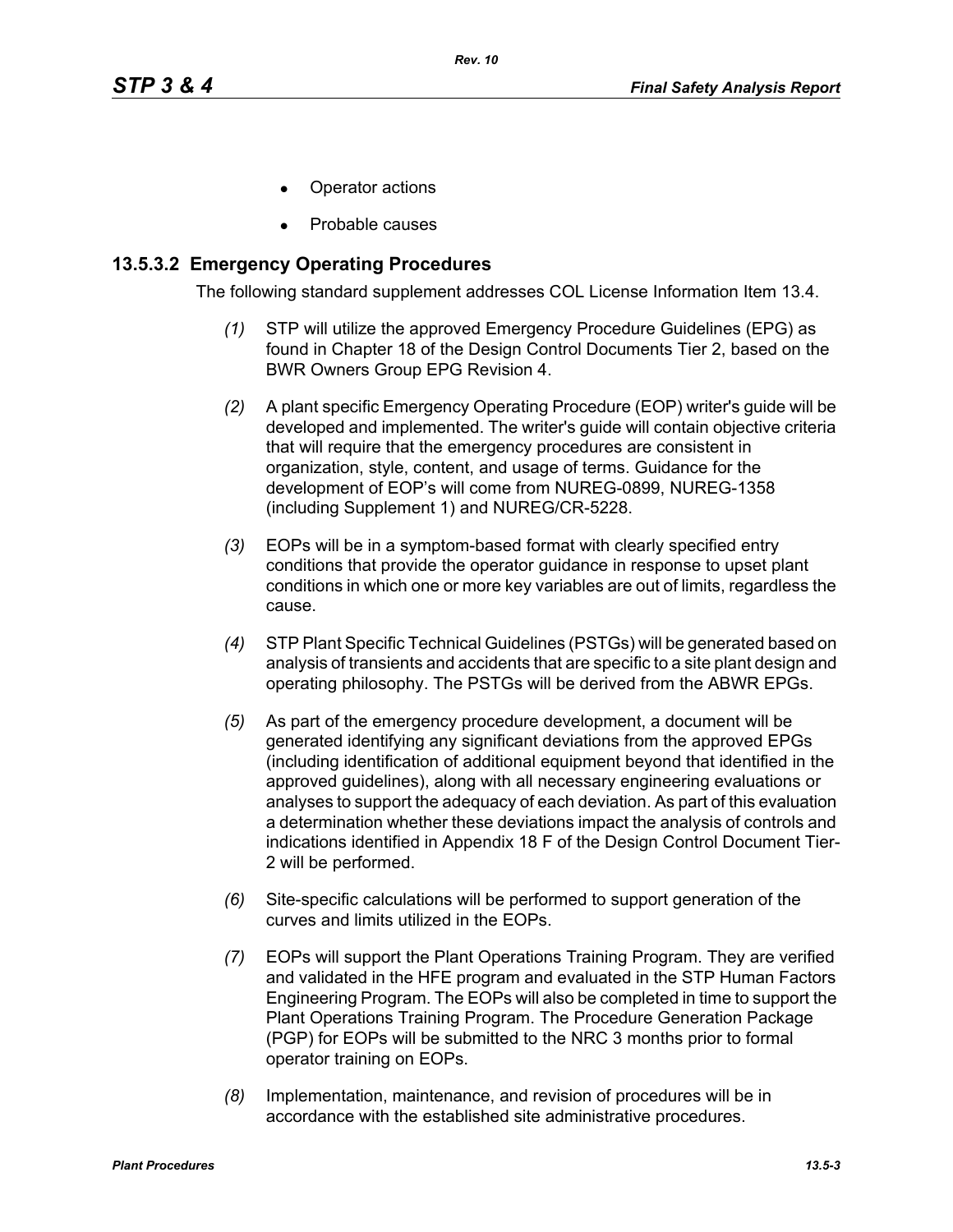- Operator actions
- Probable causes

### 13.5.3.2 Emergency Operating Procedures

The following standard supplement addresses COL License Information Item 13.4.

*(1)* STP will utilize the approved Emergency Procedure Guidelines (EPG) as found in Chapter 18 of the Design Control Documents Tier 2, based on the BWR Owners Group EPG Revision 4.

*(2)* A plant specific Emergency Operating Procedure (EOP) writer's guide will be developed and implemented. The writer's guide will contain objective criteria that will require that the emergency procedures are consistent in organization, style, content, and usage of terms. Guidance for the development of EOP's will come from NUREG-0899, NUREG-1358 (including Supplement 1) and NUREG/CR-5228.

*(3)* EOPs will be in a symptom-based format with clearly specified entry conditions that provide the operator guidance in response to upset plant conditions in which one or more key variables are out of limits, regardless the cause.

*(4)* STP Plant Specific Technical Guidelines (PSTGs) will be generated based on analysis of transients and accidents that are specific to a site plant design and operating philosophy. The PSTGs will be derived from the ABWR EPGs.

*(5)* As part of the emergency procedure development, a document will be generated identifying any significant deviations from the approved EPGs (including identification of additional equipment beyond that identified in the approved guidelines), along with all necessary engineering evaluations or analyses to support the adequacy of each deviation. As part of this evaluation a determination whether these deviations impact the analysis of controls and indications identified in Appendix 18 F of the Design Control Document Tier-2 will be performed.

*(6)* Site-specific calculations will be performed to support generation of the curves and limits utilized in the EOPs.

*(7)* EOPs will support the Plant Operations Training Program. They are verified and validated in the HFE program and evaluated in the STP Human Factors Engineering Program. The EOPs will also be completed in time to support the Plant Operations Training Program. The Procedure Generation Package (PGP) for EOPs will be submitted to the NRC 3 months prior to formal operator training on EOPs.

*(8)* Implementation, maintenance, and revision of procedures will be in accordance with the established site administrative procedures.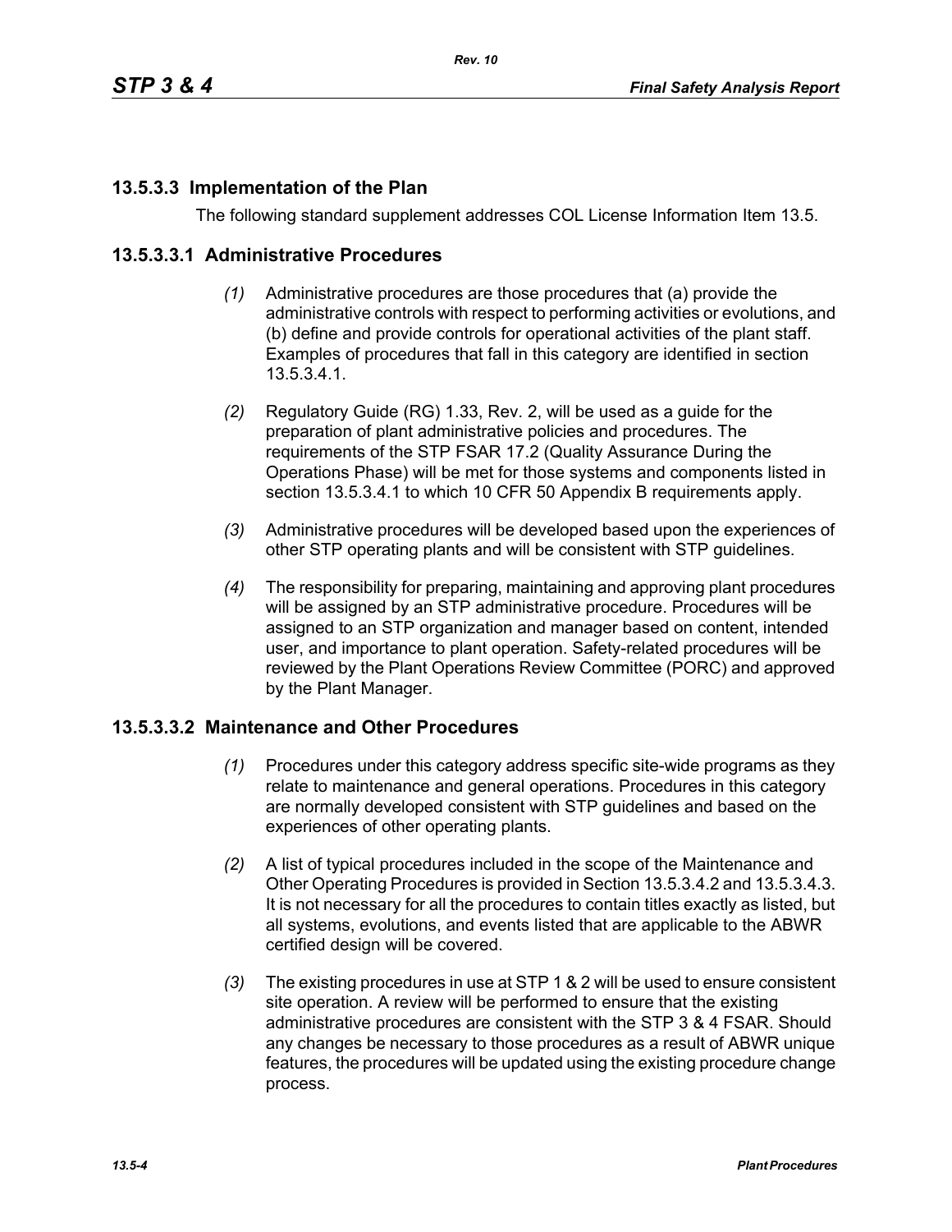### 13.5.3.3 Implementation of the Plan

The following standard supplement addresses COL License Information Item 13.5.

#### 13.5.3.3.1 Administrative Procedures

*(1)* Administrative procedures are those procedures that (a) provide the administrative controls with respect to performing activities or evolutions, and (b) define and provide controls for operational activities of the plant staff. Examples of procedures that fall in this category are identified in section 13.5.3.4.1.

*(2)* Regulatory Guide (RG) 1.33, Rev. 2, will be used as a guide for the preparation of plant administrative policies and procedures. The requirements of the STP FSAR 17.2 (Quality Assurance During the Operations Phase) will be met for those systems and components listed in section 13.5.3.4.1 to which 10 CFR 50 Appendix B requirements apply.

*(3)* Administrative procedures will be developed based upon the experiences of other STP operating plants and will be consistent with STP guidelines.

*(4)* The responsibility for preparing, maintaining and approving plant procedures will be assigned by an STP administrative procedure. Procedures will be assigned to an STP organization and manager based on content, intended user, and importance to plant operation. Safety-related procedures will be reviewed by the Plant Operations Review Committee (PORC) and approved by the Plant Manager.

#### 13.5.3.3.2 Maintenance and Other Procedures

*(1)* Procedures under this category address specific site-wide programs as they relate to maintenance and general operations. Procedures in this category are normally developed consistent with STP guidelines and based on the experiences of other operating plants.

*(2)* A list of typical procedures included in the scope of the Maintenance and Other Operating Procedures is provided in Section 13.5.3.4.2 and 13.5.3.4.3. It is not necessary for all the procedures to contain titles exactly as listed, but all systems, evolutions, and events listed that are applicable to the ABWR certified design will be covered.

*(3)* The existing procedures in use at STP 1 & 2 will be used to ensure consistent site operation. A review will be performed to ensure that the existing administrative procedures are consistent with the STP 3 & 4 FSAR. Should any changes be necessary to those procedures as a result of ABWR unique features, the procedures will be updated using the existing procedure change process.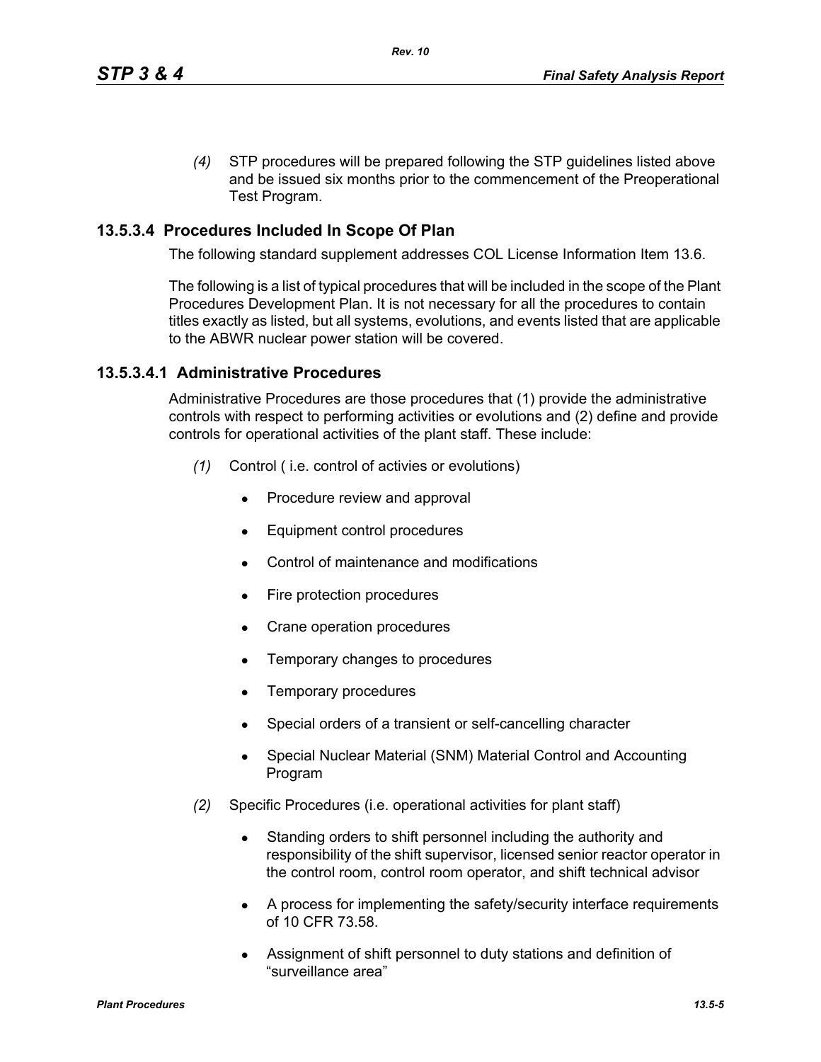*(4)* STP procedures will be prepared following the STP guidelines listed above and be issued six months prior to the commencement of the Preoperational Test Program.

## 13.5.3.4 Procedures Included In Scope Of Plan

The following standard supplement addresses COL License Information Item 13.6.

The following is a list of typical procedures that will be included in the scope of the Plant Procedures Development Plan. It is not necessary for all the procedures to contain titles exactly as listed, but all systems, evolutions, and events listed that are applicable to the ABWR nuclear power station will be covered.

### 13.5.3.4.1 Administrative Procedures

Administrative Procedures are those procedures that (1) provide the administrative controls with respect to performing activities or evolutions and (2) define and provide controls for operational activities of the plant staff. These include:

*(1)* Control ( i.e. control of activies or evolutions)

- Procedure review and approval
- Equipment control procedures
- Control of maintenance and modifications
- Fire protection procedures
- Crane operation procedures
- Temporary changes to procedures
- Temporary procedures
- Special orders of a transient or self-cancelling character
- Special Nuclear Material (SNM) Material Control and Accounting Program

*(2)* Specific Procedures (i.e. operational activities for plant staff)

- Standing orders to shift personnel including the authority and responsibility of the shift supervisor, licensed senior reactor operator in the control room, control room operator, and shift technical advisor
- A process for implementing the safety/security interface requirements of 10 CFR 73.58.
- Assignment of shift personnel to duty stations and definition of "surveillance area"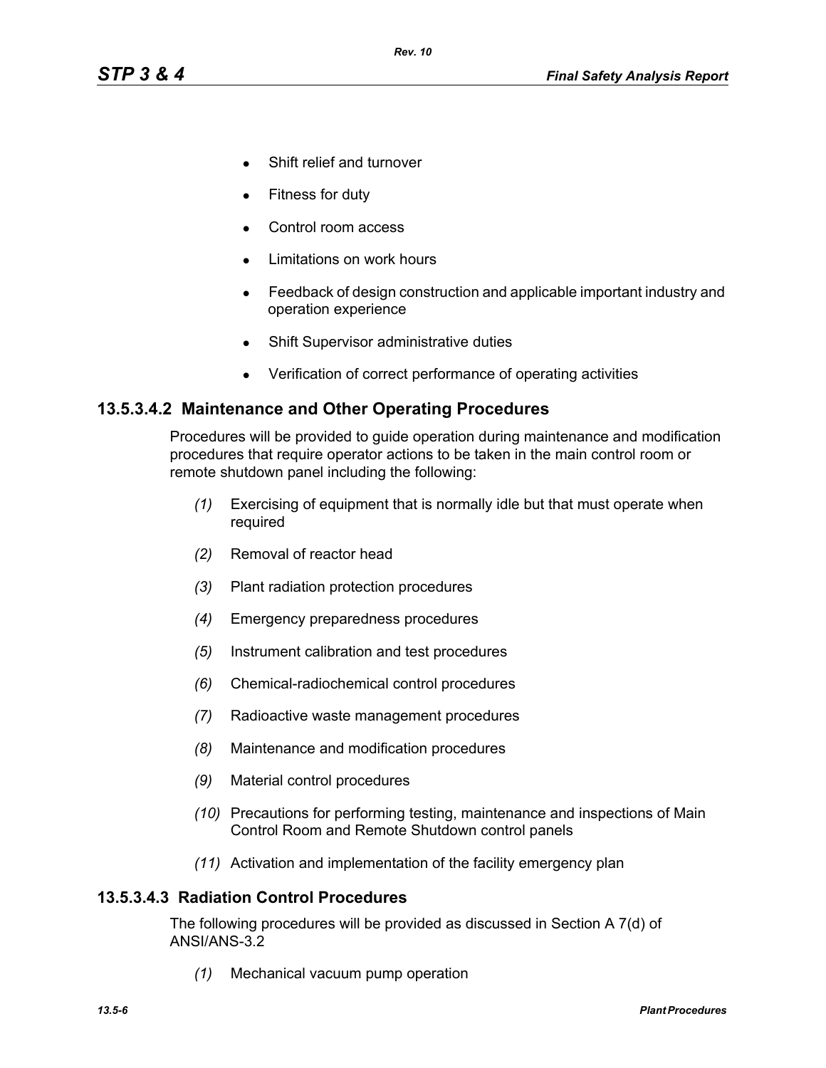- Shift relief and turnover
- Fitness for duty
- Control room access
- Limitations on work hours
- Feedback of design construction and applicable important industry and operation experience
- Shift Supervisor administrative duties
- Verification of correct performance of operating activities

### 13.5.3.4.2 Maintenance and Other Operating Procedures

Procedures will be provided to guide operation during maintenance and modification procedures that require operator actions to be taken in the main control room or remote shutdown panel including the following:

*(1)* Exercising of equipment that is normally idle but that must operate when required

*(2)* Removal of reactor head

*(3)* Plant radiation protection procedures

*(4)* Emergency preparedness procedures

*(5)* Instrument calibration and test procedures

*(6)* Chemical-radiochemical control procedures

*(7)* Radioactive waste management procedures

*(8)* Maintenance and modification procedures

*(9)* Material control procedures

*(10)* Precautions for performing testing, maintenance and inspections of Main Control Room and Remote Shutdown control panels

*(11)* Activation and implementation of the facility emergency plan

### 13.5.3.4.3 Radiation Control Procedures

The following procedures will be provided as discussed in Section A 7(d) of ANSI/ANS-3.2

*(1)* Mechanical vacuum pump operation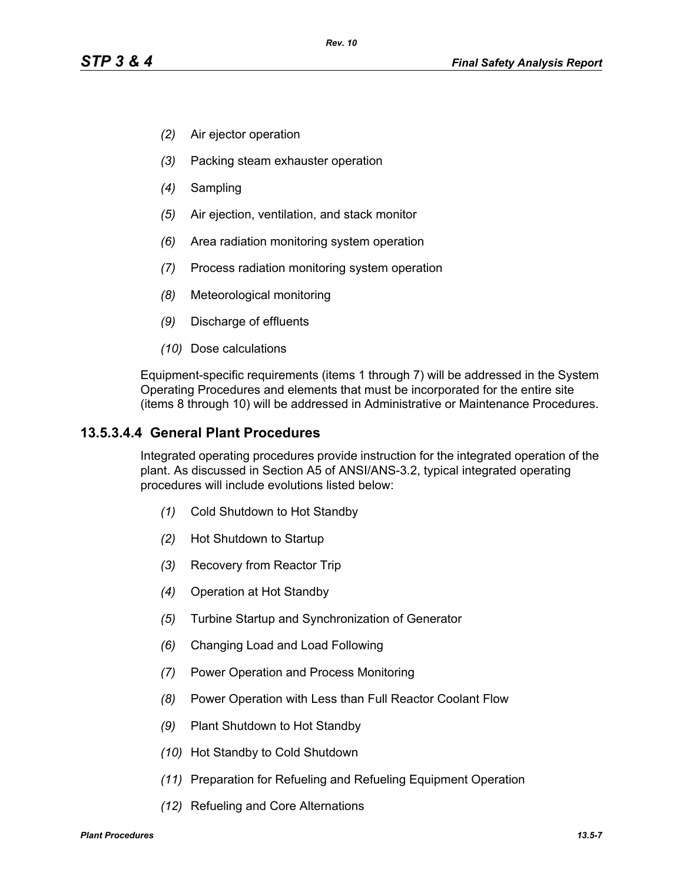*(2)* Air ejector operation

*(3)* Packing steam exhauster operation

*(4)* Sampling

*(5)* Air ejection, ventilation, and stack monitor

*(6)* Area radiation monitoring system operation

*(7)* Process radiation monitoring system operation

*(8)* Meteorological monitoring

*(9)* Discharge of effluents

*(10)* Dose calculations

Equipment-specific requirements (items 1 through 7) will be addressed in the System Operating Procedures and elements that must be incorporated for the entire site (items 8 through 10) will be addressed in Administrative or Maintenance Procedures.

### 13.5.3.4.4 General Plant Procedures

Integrated operating procedures provide instruction for the integrated operation of the plant. As discussed in Section A5 of ANSI/ANS-3.2, typical integrated operating procedures will include evolutions listed below:

*(1)* Cold Shutdown to Hot Standby

*(2)* Hot Shutdown to Startup

*(3)* Recovery from Reactor Trip

*(4)* Operation at Hot Standby

*(5)* Turbine Startup and Synchronization of Generator

*(6)* Changing Load and Load Following

*(7)* Power Operation and Process Monitoring

*(8)* Power Operation with Less than Full Reactor Coolant Flow

*(9)* Plant Shutdown to Hot Standby

*(10)* Hot Standby to Cold Shutdown

*(11)* Preparation for Refueling and Refueling Equipment Operation

*(12)* Refueling and Core Alternations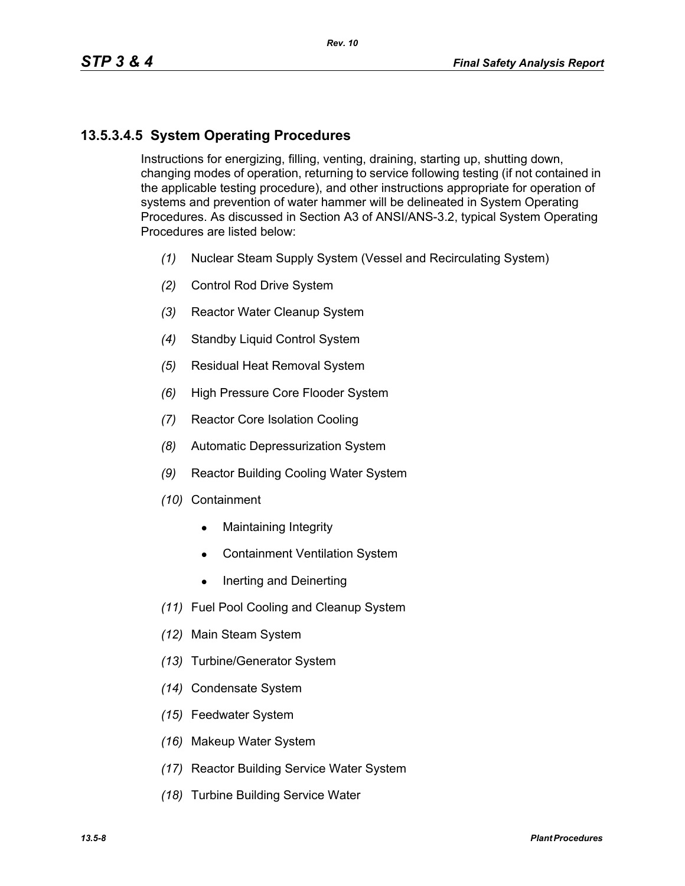## 13.5.3.4.5 System Operating Procedures

Instructions for energizing, filling, venting, draining, starting up, shutting down, changing modes of operation, returning to service following testing (if not contained in the applicable testing procedure), and other instructions appropriate for operation of systems and prevention of water hammer will be delineated in System Operating Procedures. As discussed in Section A3 of ANSI/ANS-3.2, typical System Operating Procedures are listed below:

*(1)* Nuclear Steam Supply System (Vessel and Recirculating System)

*(2)* Control Rod Drive System

*(3)* Reactor Water Cleanup System

*(4)* Standby Liquid Control System

*(5)* Residual Heat Removal System

*(6)* High Pressure Core Flooder System

*(7)* Reactor Core Isolation Cooling

*(8)* Automatic Depressurization System

*(9)* Reactor Building Cooling Water System

*(10)* Containment

- Maintaining Integrity
- Containment Ventilation System
- Inerting and Deinerting

*(11)* Fuel Pool Cooling and Cleanup System

*(12)* Main Steam System

*(13)* Turbine/Generator System

*(14)* Condensate System

*(15)* Feedwater System

*(16)* Makeup Water System

*(17)* Reactor Building Service Water System

*(18)* Turbine Building Service Water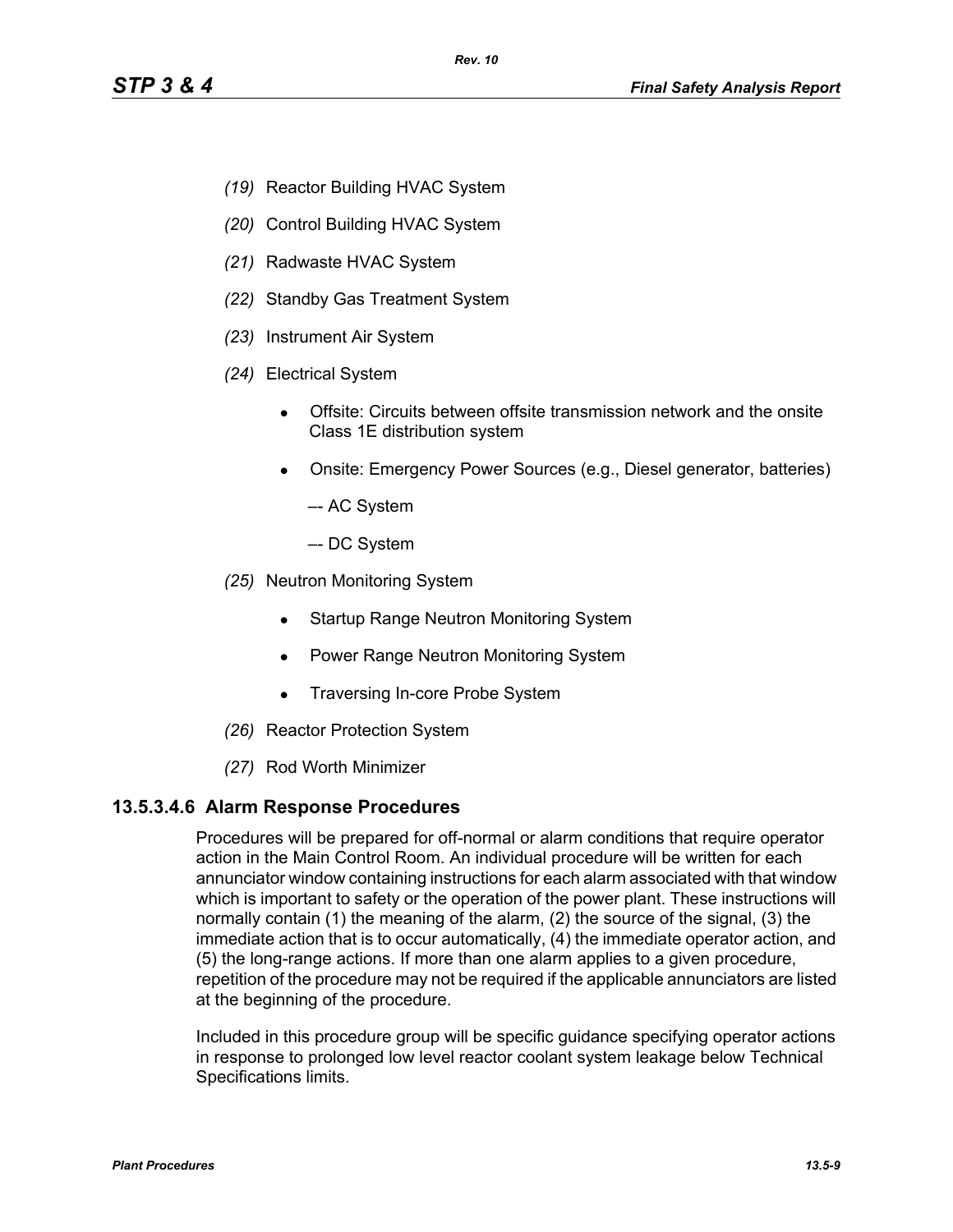*(19)* Reactor Building HVAC System

*(20)* Control Building HVAC System

*(21)* Radwaste HVAC System

*(22)* Standby Gas Treatment System

*(23)* Instrument Air System

*(24)* Electrical System

- Offsite: Circuits between offsite transmission network and the onsite Class 1E distribution system
- Onsite: Emergency Power Sources (e.g., Diesel generator, batteries)

  –- AC System

  –- DC System

*(25)* Neutron Monitoring System

- Startup Range Neutron Monitoring System
- Power Range Neutron Monitoring System
- Traversing In-core Probe System

*(26)* Reactor Protection System

*(27)* Rod Worth Minimizer

### 13.5.3.4.6 Alarm Response Procedures

Procedures will be prepared for off-normal or alarm conditions that require operator action in the Main Control Room. An individual procedure will be written for each annunciator window containing instructions for each alarm associated with that window which is important to safety or the operation of the power plant. These instructions will normally contain (1) the meaning of the alarm, (2) the source of the signal, (3) the immediate action that is to occur automatically, (4) the immediate operator action, and (5) the long-range actions. If more than one alarm applies to a given procedure, repetition of the procedure may not be required if the applicable annunciators are listed at the beginning of the procedure.

Included in this procedure group will be specific guidance specifying operator actions in response to prolonged low level reactor coolant system leakage below Technical Specifications limits.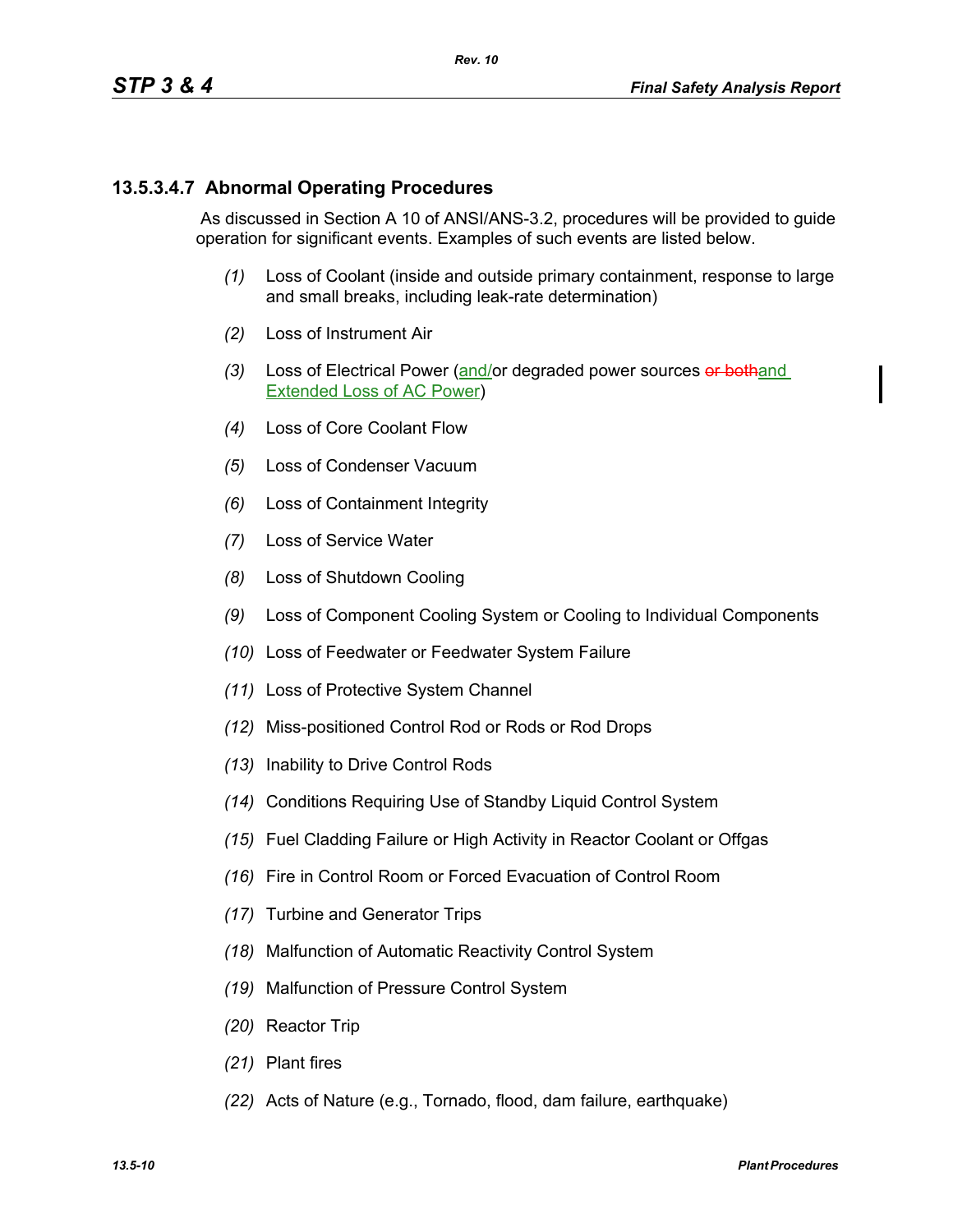### 13.5.3.4.7 Abnormal Operating Procedures

As discussed in Section A 10 of ANSI/ANS-3.2, procedures will be provided to guide operation for significant events. Examples of such events are listed below.

*(1)* Loss of Coolant (inside and outside primary containment, response to large and small breaks, including leak-rate determination)

*(2)* Loss of Instrument Air

*(3)* Loss of Electrical Power (and/or degraded power sources ~~or both~~and Extended Loss of AC Power)

*(4)* Loss of Core Coolant Flow

*(5)* Loss of Condenser Vacuum

*(6)* Loss of Containment Integrity

*(7)* Loss of Service Water

*(8)* Loss of Shutdown Cooling

*(9)* Loss of Component Cooling System or Cooling to Individual Components

*(10)* Loss of Feedwater or Feedwater System Failure

*(11)* Loss of Protective System Channel

*(12)* Miss-positioned Control Rod or Rods or Rod Drops

*(13)* Inability to Drive Control Rods

*(14)* Conditions Requiring Use of Standby Liquid Control System

*(15)* Fuel Cladding Failure or High Activity in Reactor Coolant or Offgas

*(16)* Fire in Control Room or Forced Evacuation of Control Room

*(17)* Turbine and Generator Trips

*(18)* Malfunction of Automatic Reactivity Control System

*(19)* Malfunction of Pressure Control System

*(20)* Reactor Trip

*(21)* Plant fires

*(22)* Acts of Nature (e.g., Tornado, flood, dam failure, earthquake)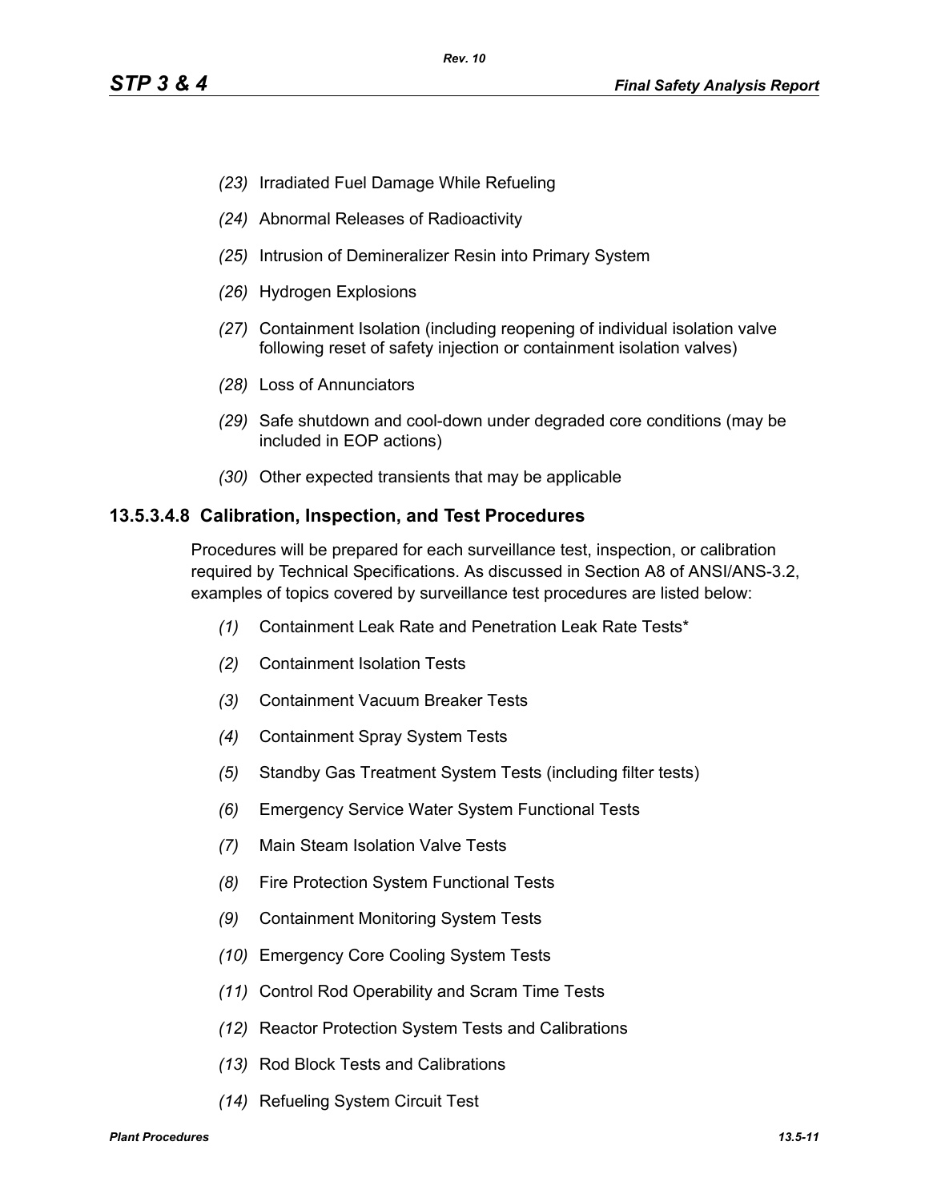*(23)* Irradiated Fuel Damage While Refueling

*(24)* Abnormal Releases of Radioactivity

*(25)* Intrusion of Demineralizer Resin into Primary System

*(26)* Hydrogen Explosions

*(27)* Containment Isolation (including reopening of individual isolation valve following reset of safety injection or containment isolation valves)

*(28)* Loss of Annunciators

*(29)* Safe shutdown and cool-down under degraded core conditions (may be included in EOP actions)

*(30)* Other expected transients that may be applicable

### 13.5.3.4.8 Calibration, Inspection, and Test Procedures

Procedures will be prepared for each surveillance test, inspection, or calibration required by Technical Specifications. As discussed in Section A8 of ANSI/ANS-3.2, examples of topics covered by surveillance test procedures are listed below:

*(1)* Containment Leak Rate and Penetration Leak Rate Tests*

*(2)* Containment Isolation Tests

*(3)* Containment Vacuum Breaker Tests

*(4)* Containment Spray System Tests

*(5)* Standby Gas Treatment System Tests (including filter tests)

*(6)* Emergency Service Water System Functional Tests

*(7)* Main Steam Isolation Valve Tests

*(8)* Fire Protection System Functional Tests

*(9)* Containment Monitoring System Tests

*(10)* Emergency Core Cooling System Tests

*(11)* Control Rod Operability and Scram Time Tests

*(12)* Reactor Protection System Tests and Calibrations

*(13)* Rod Block Tests and Calibrations

*(14)* Refueling System Circuit Test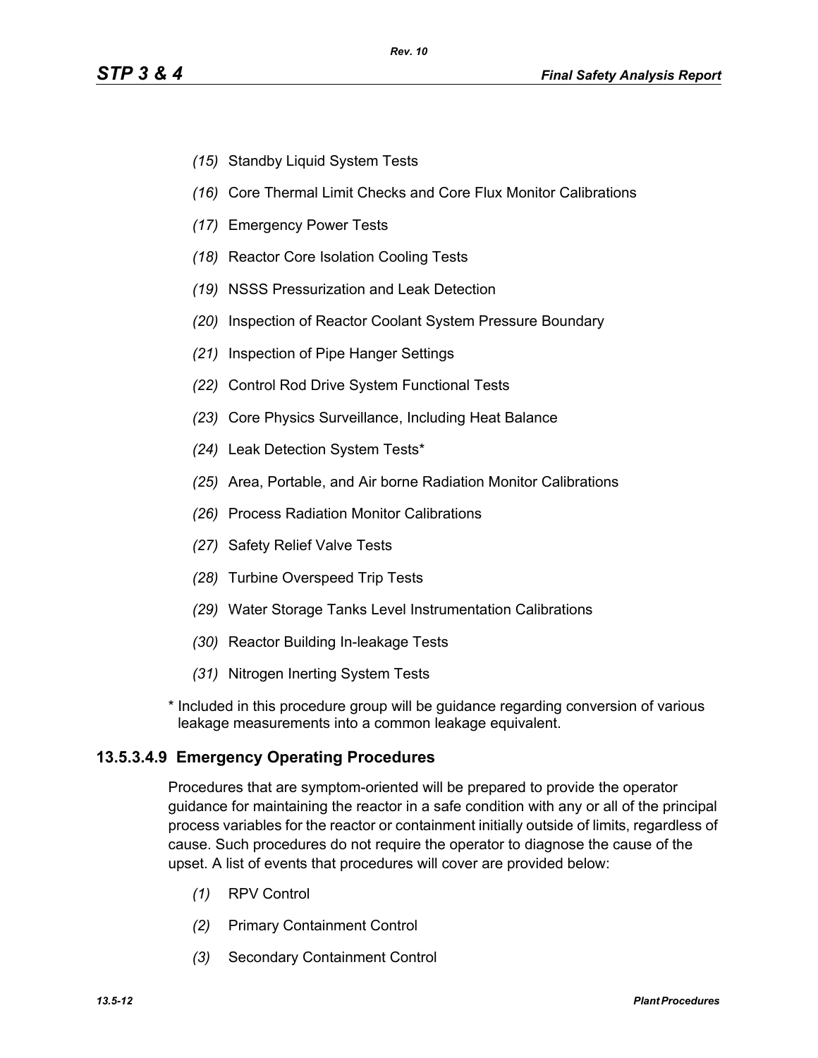*(15)* Standby Liquid System Tests

*(16)* Core Thermal Limit Checks and Core Flux Monitor Calibrations

*(17)* Emergency Power Tests

*(18)* Reactor Core Isolation Cooling Tests

*(19)* NSSS Pressurization and Leak Detection

*(20)* Inspection of Reactor Coolant System Pressure Boundary

*(21)* Inspection of Pipe Hanger Settings

*(22)* Control Rod Drive System Functional Tests

*(23)* Core Physics Surveillance, Including Heat Balance

*(24)* Leak Detection System Tests*

*(25)* Area, Portable, and Air borne Radiation Monitor Calibrations

*(26)* Process Radiation Monitor Calibrations

*(27)* Safety Relief Valve Tests

*(28)* Turbine Overspeed Trip Tests

*(29)* Water Storage Tanks Level Instrumentation Calibrations

*(30)* Reactor Building In-leakage Tests

*(31)* Nitrogen Inerting System Tests

* Included in this procedure group will be guidance regarding conversion of various leakage measurements into a common leakage equivalent.

### 13.5.3.4.9 Emergency Operating Procedures

Procedures that are symptom-oriented will be prepared to provide the operator guidance for maintaining the reactor in a safe condition with any or all of the principal process variables for the reactor or containment initially outside of limits, regardless of cause. Such procedures do not require the operator to diagnose the cause of the upset. A list of events that procedures will cover are provided below:

*(1)* RPV Control

*(2)* Primary Containment Control

*(3)* Secondary Containment Control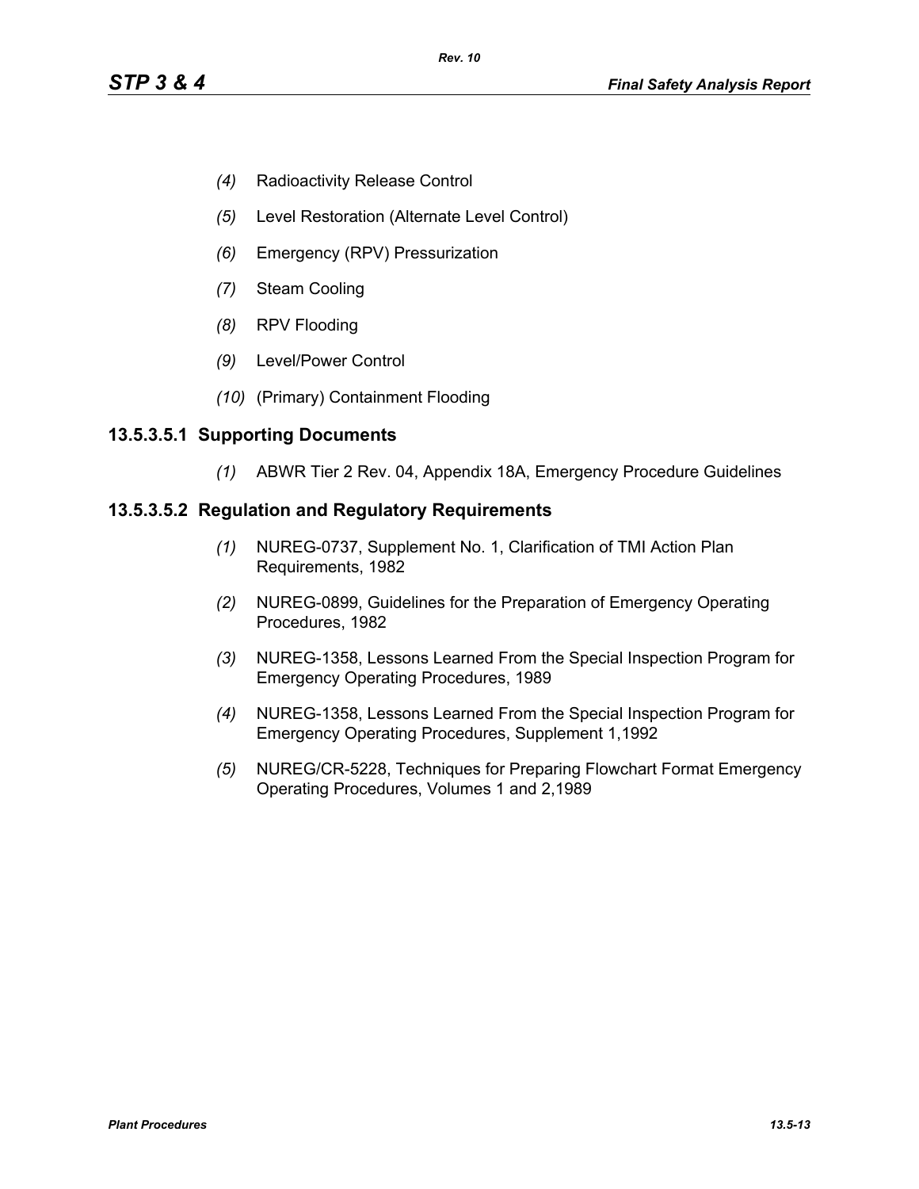*(4)* Radioactivity Release Control

*(5)* Level Restoration (Alternate Level Control)

*(6)* Emergency (RPV) Pressurization

*(7)* Steam Cooling

*(8)* RPV Flooding

*(9)* Level/Power Control

*(10)* (Primary) Containment Flooding

### 13.5.3.5.1 Supporting Documents

*(1)* ABWR Tier 2 Rev. 04, Appendix 18A, Emergency Procedure Guidelines

### 13.5.3.5.2 Regulation and Regulatory Requirements

*(1)* NUREG-0737, Supplement No. 1, Clarification of TMI Action Plan Requirements, 1982

*(2)* NUREG-0899, Guidelines for the Preparation of Emergency Operating Procedures, 1982

*(3)* NUREG-1358, Lessons Learned From the Special Inspection Program for Emergency Operating Procedures, 1989

*(4)* NUREG-1358, Lessons Learned From the Special Inspection Program for Emergency Operating Procedures, Supplement 1,1992

*(5)* NUREG/CR-5228, Techniques for Preparing Flowchart Format Emergency Operating Procedures, Volumes 1 and 2,1989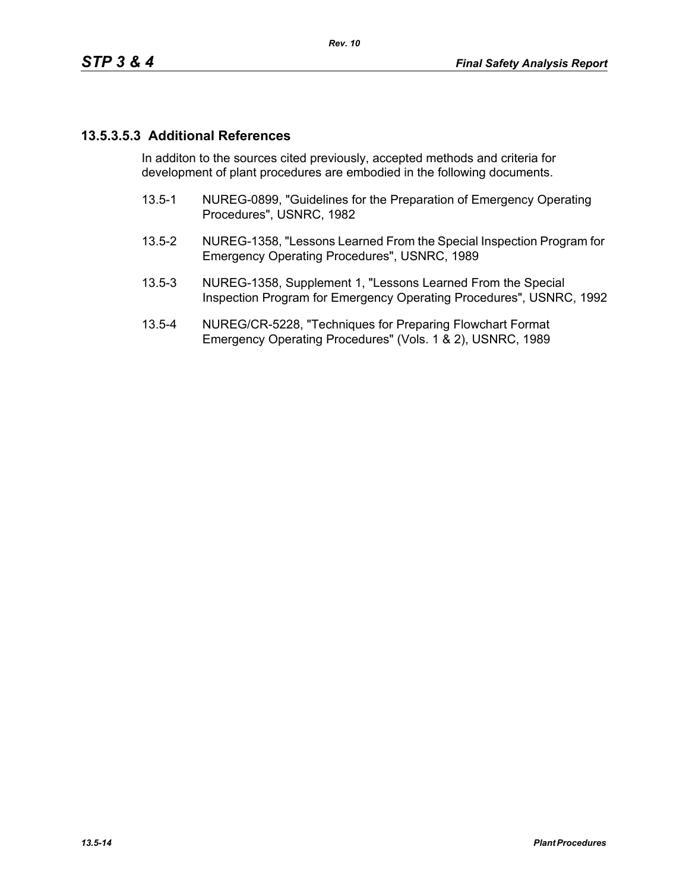#### 13.5.3.5.3 Additional References

In additon to the sources cited previously, accepted methods and criteria for development of plant procedures are embodied in the following documents.

13.5-1 NUREG-0899, "Guidelines for the Preparation of Emergency Operating Procedures", USNRC, 1982

13.5-2 NUREG-1358, "Lessons Learned From the Special Inspection Program for Emergency Operating Procedures", USNRC, 1989

13.5-3 NUREG-1358, Supplement 1, "Lessons Learned From the Special Inspection Program for Emergency Operating Procedures", USNRC, 1992

13.5-4 NUREG/CR-5228, "Techniques for Preparing Flowchart Format Emergency Operating Procedures" (Vols. 1 & 2), USNRC, 1989